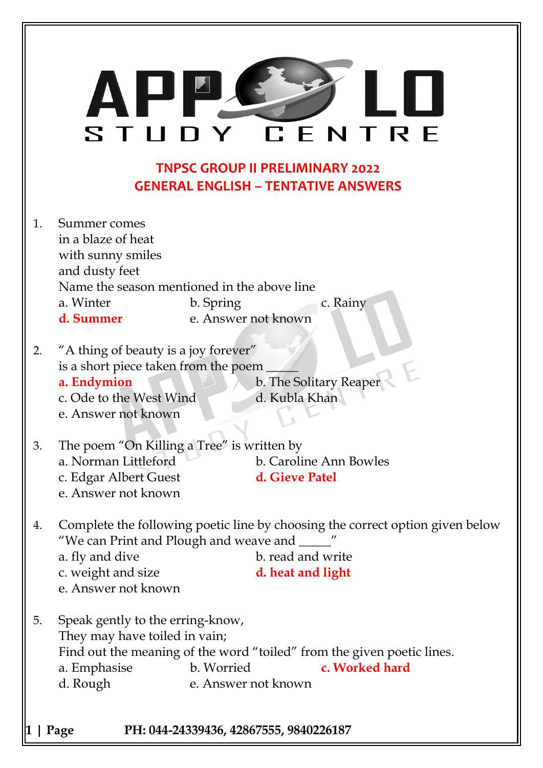# APPOLO STUDY CENTRE

## TNPSC GROUP II PRELIMINARY 2022
## GENERAL ENGLISH – TENTATIVE ANSWERS

1. Summer comes
   in a blaze of heat
   with sunny smiles
   and dusty feet
   Name the season mentioned in the above line
   a. Winter b. Spring c. Rainy
   **d. Summer** e. Answer not known

2. "A thing of beauty is a joy forever"
   is a short piece taken from the poem _____
   **a. Endymion** b. The Solitary Reaper
   c. Ode to the West Wind d. Kubla Khan
   e. Answer not known

3. The poem "On Killing a Tree" is written by
   a. Norman Littleford b. Caroline Ann Bowles
   c. Edgar Albert Guest **d. Gieve Patel**
   e. Answer not known

4. Complete the following poetic line by choosing the correct option given below
   "We can Print and Plough and weave and _____"
   a. fly and dive b. read and write
   c. weight and size **d. heat and light**
   e. Answer not known

5. Speak gently to the erring-know,
   They may have toiled in vain;
   Find out the meaning of the word "toiled" from the given poetic lines.
   a. Emphasise b. Worried **c. Worked hard**
   d. Rough e. Answer not known

PH: 044-24339436, 42867555, 9840226187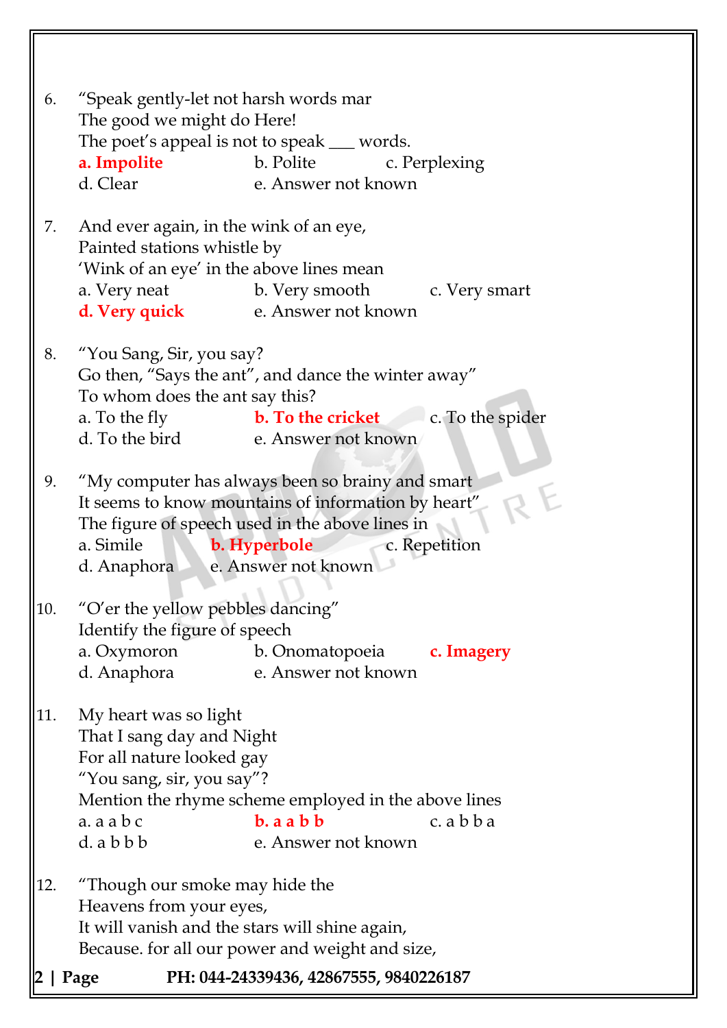6. "Speak gently-let not harsh words mar
   The good we might do Here!
   The poet's appeal is not to speak ___ words.
   **a. Impolite** b. Polite c. Perplexing
   d. Clear e. Answer not known

7. And ever again, in the wink of an eye,
   Painted stations whistle by
   'Wink of an eye' in the above lines mean
   a. Very neat b. Very smooth c. Very smart
   **d. Very quick** e. Answer not known

8. "You Sang, Sir, you say?
   Go then, "Says the ant", and dance the winter away"
   To whom does the ant say this?
   a. To the fly **b. To the cricket** c. To the spider
   d. To the bird e. Answer not known

9. "My computer has always been so brainy and smart
   It seems to know mountains of information by heart"
   The figure of speech used in the above lines in
   a. Simile **b. Hyperbole** c. Repetition
   d. Anaphora e. Answer not known

10. "O'er the yellow pebbles dancing"
    Identify the figure of speech
    a. Oxymoron b. Onomatopoeia **c. Imagery**
    d. Anaphora e. Answer not known

11. My heart was so light
    That I sang day and Night
    For all nature looked gay
    "You sang, sir, you say"?
    Mention the rhyme scheme employed in the above lines
    a. a a b c **b. a a b b** c. a b b a
    d. a b b b e. Answer not known

12. "Though our smoke may hide the
    Heavens from your eyes,
    It will vanish and the stars will shine again,
    Because. for all our power and weight and size,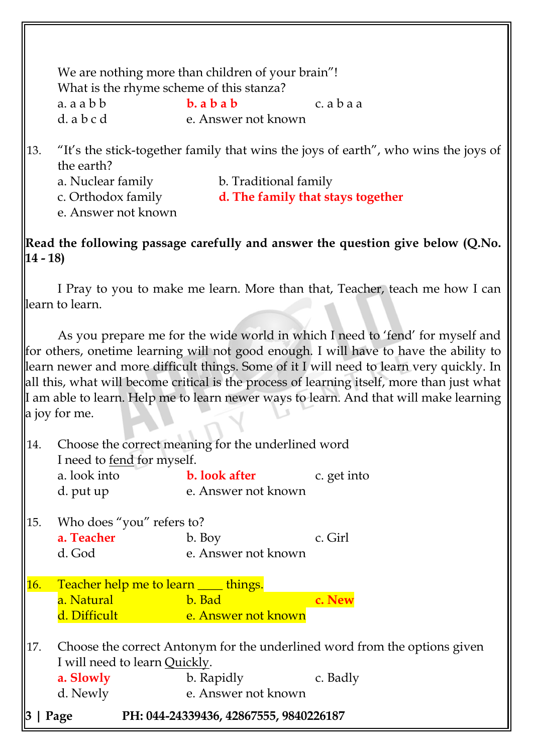We are nothing more than children of your brain"!
What is the rhyme scheme of this stanza?

a. a a b b  
**b. a b a b**  
c. a b a a  
d. a b c d  
e. Answer not known

13. "It's the stick-together family that wins the joys of earth", who wins the joys of the earth?

a. Nuclear family  
b. Traditional family  
c. Orthodox family  
**d. The family that stays together**  
e. Answer not known

**Read the following passage carefully and answer the question give below (Q.No. 14 - 18)**

I Pray to you to make me learn. More than that, Teacher, teach me how I can learn to learn.

As you prepare me for the wide world in which I need to 'fend' for myself and for others, onetime learning will not good enough. I will have to have the ability to learn newer and more difficult things. Some of it I will need to learn very quickly. In all this, what will become critical is the process of learning itself, more than just what I am able to learn. Help me to learn newer ways to learn. And that will make learning a joy for me.

14. Choose the correct meaning for the underlined word
I need to fend for myself.

a. look into  
**b. look after**  
c. get into  
d. put up  
e. Answer not known

15. Who does "you" refers to?

**a. Teacher**  
b. Boy  
c. Girl  
d. God  
e. Answer not known

16. Teacher help me to learn ____ things.

a. Natural  
b. Bad  
**c. New**  
d. Difficult  
e. Answer not known

17. Choose the correct Antonym for the underlined word from the options given
I will need to learn Quickly.

**a. Slowly**  
b. Rapidly  
c. Badly  
d. Newly  
e. Answer not known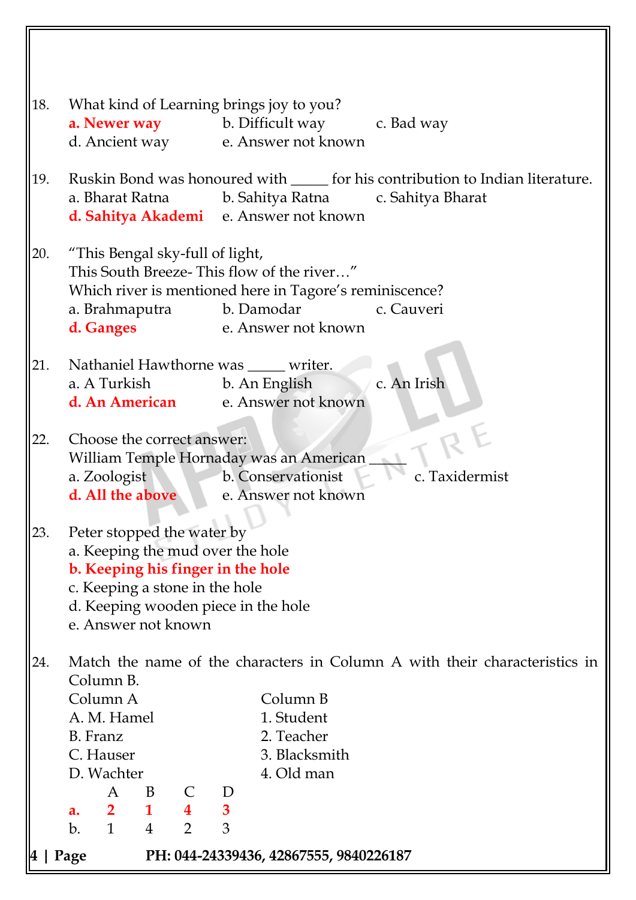18. What kind of Learning brings joy to you?
    **a. Newer way** b. Difficult way c. Bad way
    d. Ancient way e. Answer not known

19. Ruskin Bond was honoured with _____ for his contribution to Indian literature.
    a. Bharat Ratna b. Sahitya Ratna c. Sahitya Bharat
    **d. Sahitya Akademi** e. Answer not known

20. "This Bengal sky-full of light,
    This South Breeze- This flow of the river…"
    Which river is mentioned here in Tagore's reminiscence?
    a. Brahmaputra b. Damodar c. Cauveri
    **d. Ganges** e. Answer not known

21. Nathaniel Hawthorne was _____ writer.
    a. A Turkish b. An English c. An Irish
    **d. An American** e. Answer not known

22. Choose the correct answer:
    William Temple Hornaday was an American _____
    a. Zoologist b. Conservationist c. Taxidermist
    **d. All the above** e. Answer not known

23. Peter stopped the water by
    a. Keeping the mud over the hole
    **b. Keeping his finger in the hole**
    c. Keeping a stone in the hole
    d. Keeping wooden piece in the hole
    e. Answer not known

24. Match the name of the characters in Column A with their characteristics in Column B.

| Column A | Column B |
|---|---|
| A. M. Hamel | 1. Student |
| B. Franz | 2. Teacher |
| C. Hauser | 3. Blacksmith |
| D. Wachter | 4. Old man |

|  | A | B | C | D |
|---|---|---|---|---|
| **a.** | **2** | **1** | **4** | **3** |
| b. | 1 | 4 | 2 | 3 |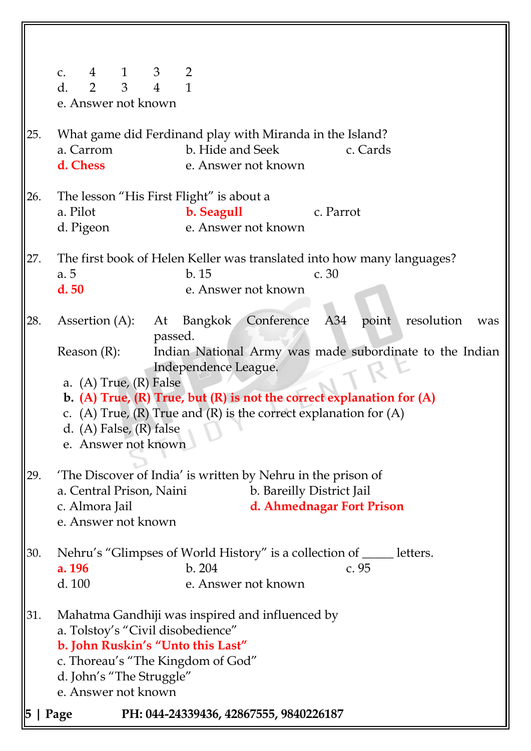c. 4 1 3 2
d. 2 3 4 1
e. Answer not known

25. What game did Ferdinand play with Miranda in the Island?
a. Carrom
b. Hide and Seek
c. Cards
**d. Chess**
e. Answer not known

26. The lesson "His First Flight" is about a
a. Pilot
**b. Seagull**
c. Parrot
d. Pigeon
e. Answer not known

27. The first book of Helen Keller was translated into how many languages?
a. 5
b. 15
c. 30
**d. 50**
e. Answer not known

28. Assertion (A): At Bangkok Conference A34 point resolution was passed.
Reason (R): Indian National Army was made subordinate to the Indian Independence League.
a. (A) True, (R) False
**b. (A) True, (R) True, but (R) is not the correct explanation for (A)**
c. (A) True, (R) True and (R) is the correct explanation for (A)
d. (A) False, (R) false
e. Answer not known

29. 'The Discover of India' is written by Nehru in the prison of
a. Central Prison, Naini
b. Bareilly District Jail
c. Almora Jail
**d. Ahmednagar Fort Prison**
e. Answer not known

30. Nehru's "Glimpses of World History" is a collection of _____ letters.
**a. 196**
b. 204
c. 95
d. 100
e. Answer not known

31. Mahatma Gandhiji was inspired and influenced by
a. Tolstoy's "Civil disobedience"
**b. John Ruskin's "Unto this Last"**
c. Thoreau's "The Kingdom of God"
d. John's "The Struggle"
e. Answer not known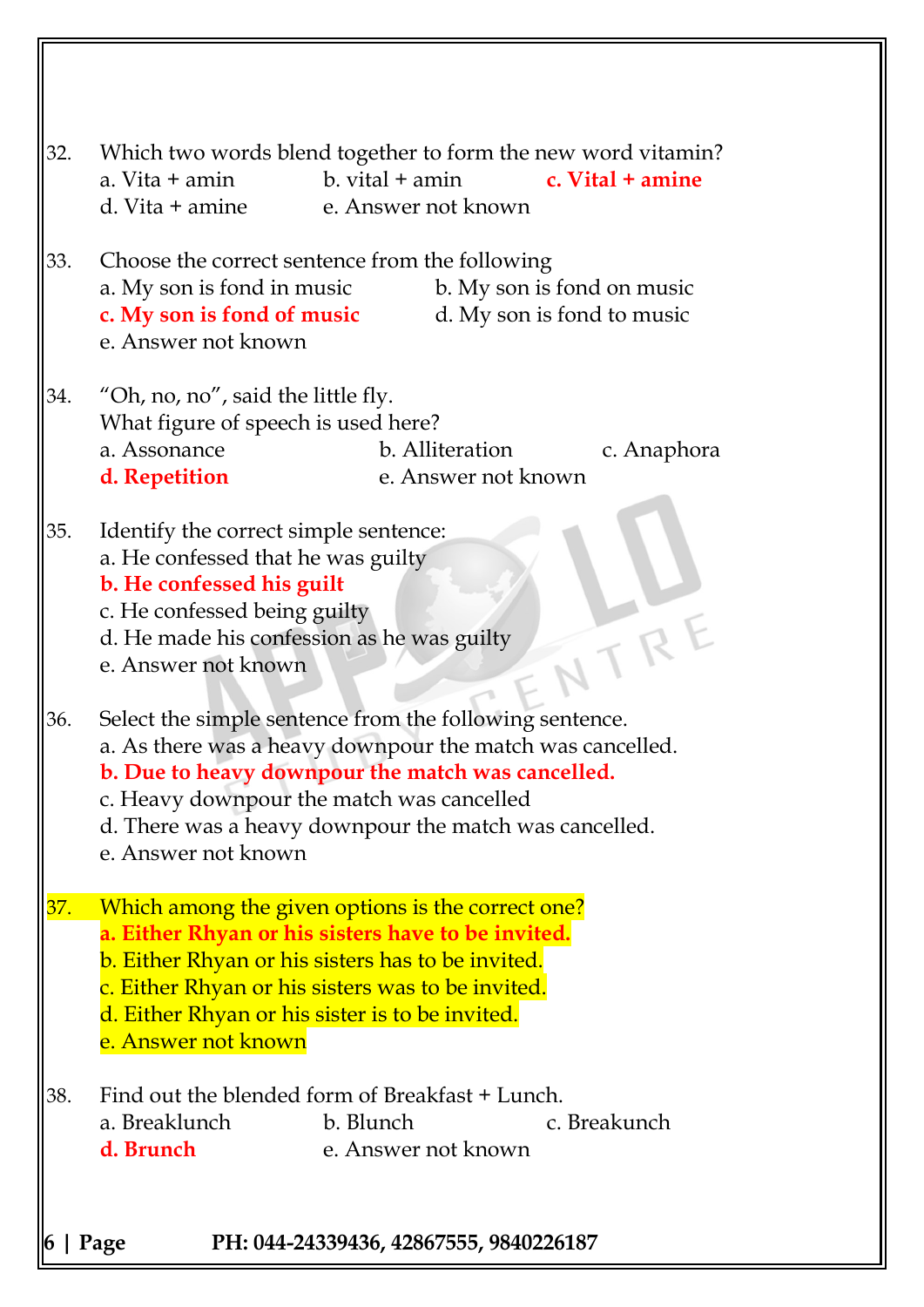32. Which two words blend together to form the new word vitamin?

a. Vita + amin
b. vital + amin
**c. Vital + amine**
d. Vita + amine
e. Answer not known

33. Choose the correct sentence from the following

a. My son is fond in music
b. My son is fond on music
**c. My son is fond of music**
d. My son is fond to music
e. Answer not known

34. "Oh, no, no", said the little fly.
What figure of speech is used here?

a. Assonance
b. Alliteration
c. Anaphora
**d. Repetition**
e. Answer not known

35. Identify the correct simple sentence:

a. He confessed that he was guilty
**b. He confessed his guilt**
c. He confessed being guilty
d. He made his confession as he was guilty
e. Answer not known

36. Select the simple sentence from the following sentence.

a. As there was a heavy downpour the match was cancelled.
**b. Due to heavy downpour the match was cancelled.**
c. Heavy downpour the match was cancelled
d. There was a heavy downpour the match was cancelled.
e. Answer not known

37. Which among the given options is the correct one?

**a. Either Rhyan or his sisters have to be invited.**
b. Either Rhyan or his sisters has to be invited.
c. Either Rhyan or his sisters was to be invited.
d. Either Rhyan or his sister is to be invited.
e. Answer not known

38. Find out the blended form of Breakfast + Lunch.

a. Breaklunch
b. Blunch
c. Breakunch
**d. Brunch**
e. Answer not known

**PH: 044-24339436, 42867555, 9840226187**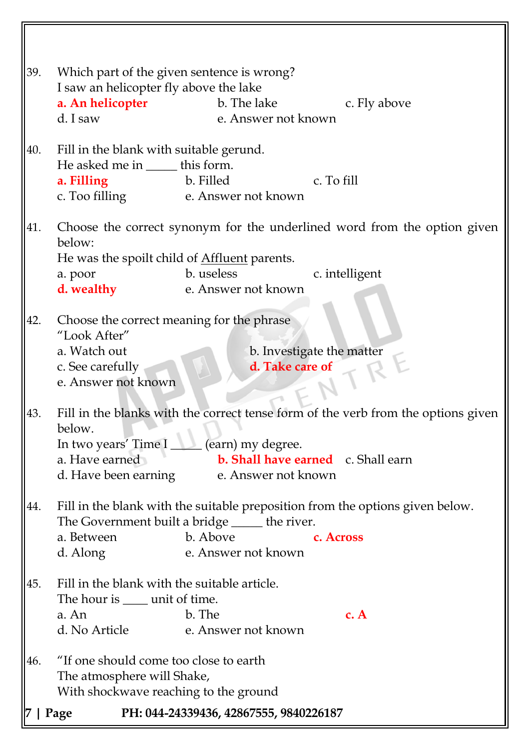39. Which part of the given sentence is wrong?
I saw an helicopter fly above the lake
**a. An helicopter** b. The lake c. Fly above
d. I saw e. Answer not known

40. Fill in the blank with suitable gerund.
He asked me in _____ this form.
**a. Filling** b. Filled c. To fill
c. Too filling e. Answer not known

41. Choose the correct synonym for the underlined word from the option given below:
He was the spoilt child of Affluent parents.
a. poor b. useless c. intelligent
**d. wealthy** e. Answer not known

42. Choose the correct meaning for the phrase
"Look After"
a. Watch out b. Investigate the matter
c. See carefully **d. Take care of**
e. Answer not known

43. Fill in the blanks with the correct tense form of the verb from the options given below.
In two years' Time I _____ (earn) my degree.
a. Have earned **b. Shall have earned** c. Shall earn
d. Have been earning e. Answer not known

44. Fill in the blank with the suitable preposition from the options given below.
The Government built a bridge _____ the river.
a. Between b. Above **c. Across**
d. Along e. Answer not known

45. Fill in the blank with the suitable article.
The hour is ____ unit of time.
a. An b. The **c. A**
d. No Article e. Answer not known

46. "If one should come too close to earth
The atmosphere will Shake,
With shockwave reaching to the ground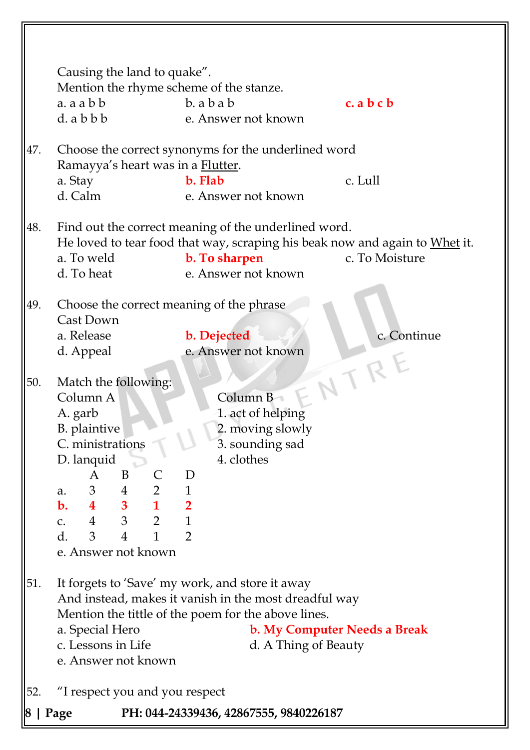Causing the land to quake".
Mention the rhyme scheme of the stanze.

a. a a b b  b. a b a b  **c. a b c b**
d. a b b b  e. Answer not known

47. Choose the correct synonyms for the underlined word
Ramayya's heart was in a <u>Flutter</u>.

a. Stay  **b. Flab**  c. Lull
d. Calm  e. Answer not known

48. Find out the correct meaning of the underlined word.
He loved to tear food that way, scraping his beak now and again to <u>Whet</u> it.

a. To weld  **b. To sharpen**  c. To Moisture
d. To heat  e. Answer not known

49. Choose the correct meaning of the phrase
Cast Down

a. Release  **b. Dejected**  c. Continue
d. Appeal  e. Answer not known

50. Match the following:

| Column A | Column B |
|---|---|
| A. garb | 1. act of helping |
| B. plaintive | 2. moving slowly |
| C. ministrations | 3. sounding sad |
| D. lanquid | 4. clothes |

| | A | B | C | D |
|---|---|---|---|---|
| a. | 3 | 4 | 2 | 1 |
| **b.** | **4** | **3** | **1** | **2** |
| c. | 4 | 3 | 2 | 1 |
| d. | 3 | 4 | 1 | 2 |

e. Answer not known

51. It forgets to 'Save' my work, and store it away
And instead, makes it vanish in the most dreadful way
Mention the tittle of the poem for the above lines.

a. Special Hero  **b. My Computer Needs a Break**
c. Lessons in Life  d. A Thing of Beauty
e. Answer not known

52. "I respect you and you respect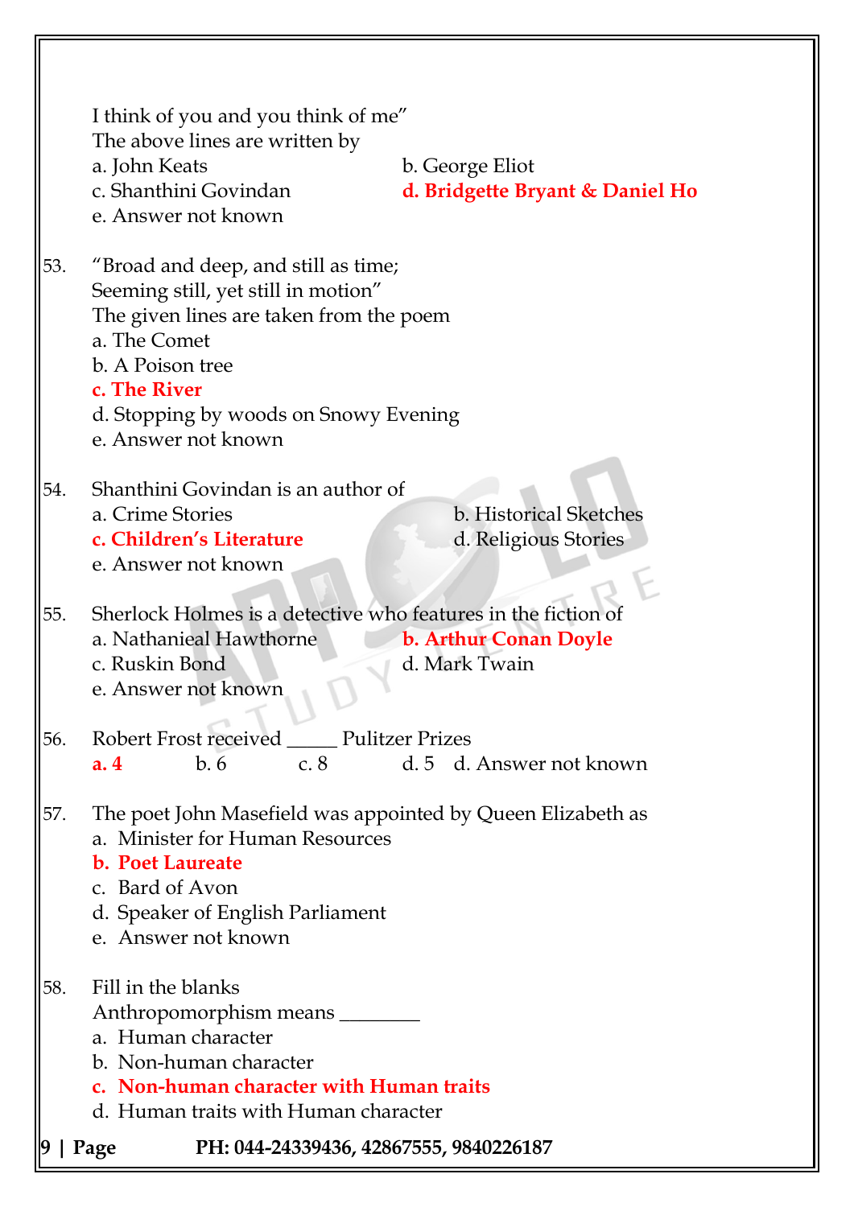I think of you and you think of me"
The above lines are written by

a. John Keats
b. George Eliot
c. Shanthini Govindan
**d. Bridgette Bryant & Daniel Ho**
e. Answer not known

53. "Broad and deep, and still as time;
Seeming still, yet still in motion"
The given lines are taken from the poem

a. The Comet
b. A Poison tree
**c. The River**
d. Stopping by woods on Snowy Evening
e. Answer not known

54. Shanthini Govindan is an author of

a. Crime Stories
b. Historical Sketches
**c. Children's Literature**
d. Religious Stories
e. Answer not known

55. Sherlock Holmes is a detective who features in the fiction of

a. Nathanieal Hawthorne
**b. Arthur Conan Doyle**
c. Ruskin Bond
d. Mark Twain
e. Answer not known

56. Robert Frost received _____ Pulitzer Prizes

**a. 4** b. 6 c. 8 d. 5 d. Answer not known

57. The poet John Masefield was appointed by Queen Elizabeth as

a. Minister for Human Resources
**b. Poet Laureate**
c. Bard of Avon
d. Speaker of English Parliament
e. Answer not known

58. Fill in the blanks
Anthropomorphism means ________

a. Human character
b. Non-human character
**c. Non-human character with Human traits**
d. Human traits with Human character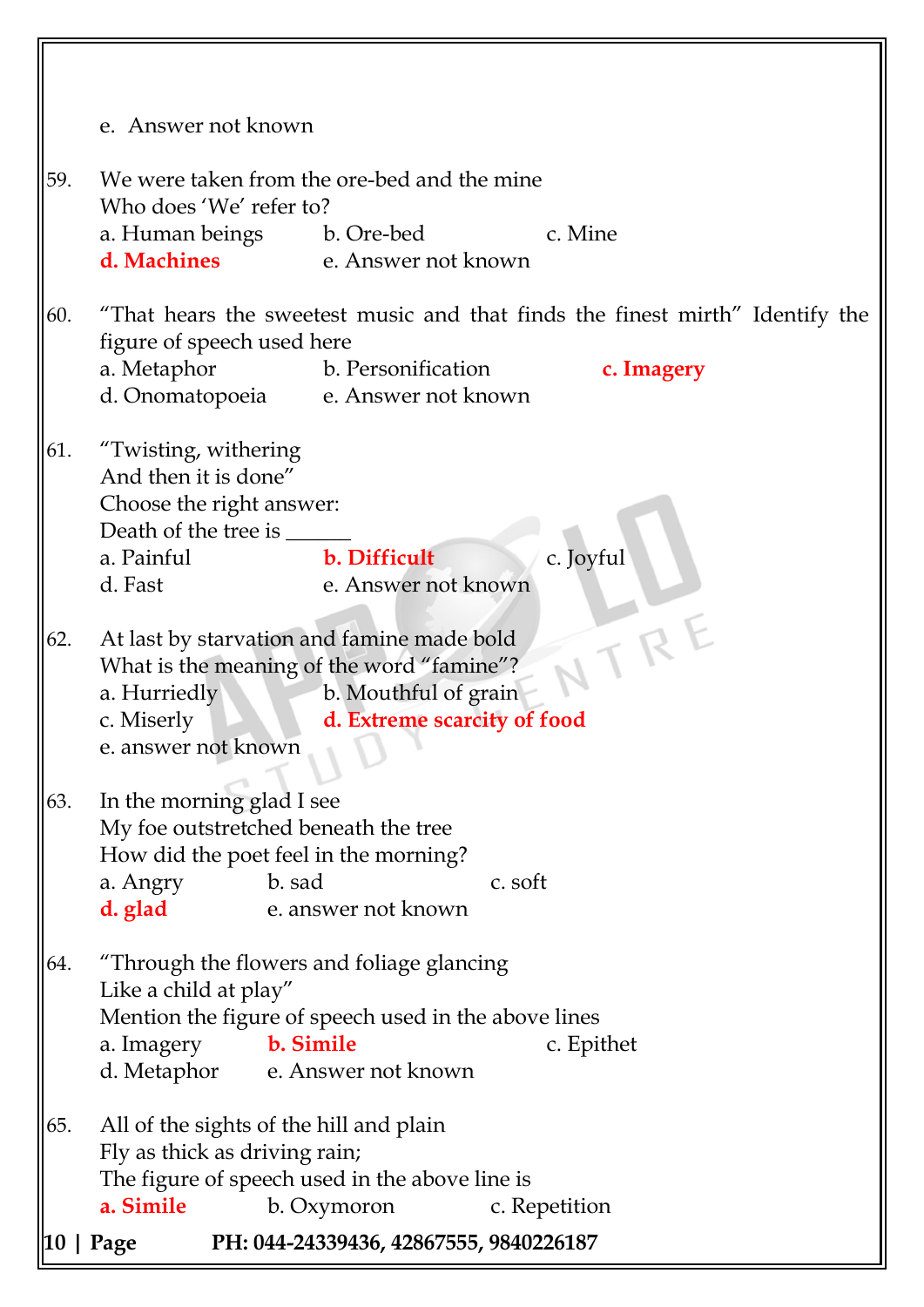e. Answer not known

59. We were taken from the ore-bed and the mine
Who does 'We' refer to?
a. Human beings &nbsp;&nbsp; b. Ore-bed &nbsp;&nbsp; c. Mine
**d. Machines** &nbsp;&nbsp; e. Answer not known

60. "That hears the sweetest music and that finds the finest mirth" Identify the figure of speech used here
a. Metaphor &nbsp;&nbsp; b. Personification &nbsp;&nbsp; **c. Imagery**
d. Onomatopoeia &nbsp;&nbsp; e. Answer not known

61. "Twisting, withering
And then it is done"
Choose the right answer:
Death of the tree is ______
a. Painful &nbsp;&nbsp; **b. Difficult** &nbsp;&nbsp; c. Joyful
d. Fast &nbsp;&nbsp; e. Answer not known

62. At last by starvation and famine made bold
What is the meaning of the word "famine"?
a. Hurriedly &nbsp;&nbsp; b. Mouthful of grain
c. Miserly &nbsp;&nbsp; **d. Extreme scarcity of food**
e. answer not known

63. In the morning glad I see
My foe outstretched beneath the tree
How did the poet feel in the morning?
a. Angry &nbsp;&nbsp; b. sad &nbsp;&nbsp; c. soft
**d. glad** &nbsp;&nbsp; e. answer not known

64. "Through the flowers and foliage glancing
Like a child at play"
Mention the figure of speech used in the above lines
a. Imagery &nbsp;&nbsp; **b. Simile** &nbsp;&nbsp; c. Epithet
d. Metaphor &nbsp;&nbsp; e. Answer not known

65. All of the sights of the hill and plain
Fly as thick as driving rain;
The figure of speech used in the above line is
**a. Simile** &nbsp;&nbsp; b. Oxymoron &nbsp;&nbsp; c. Repetition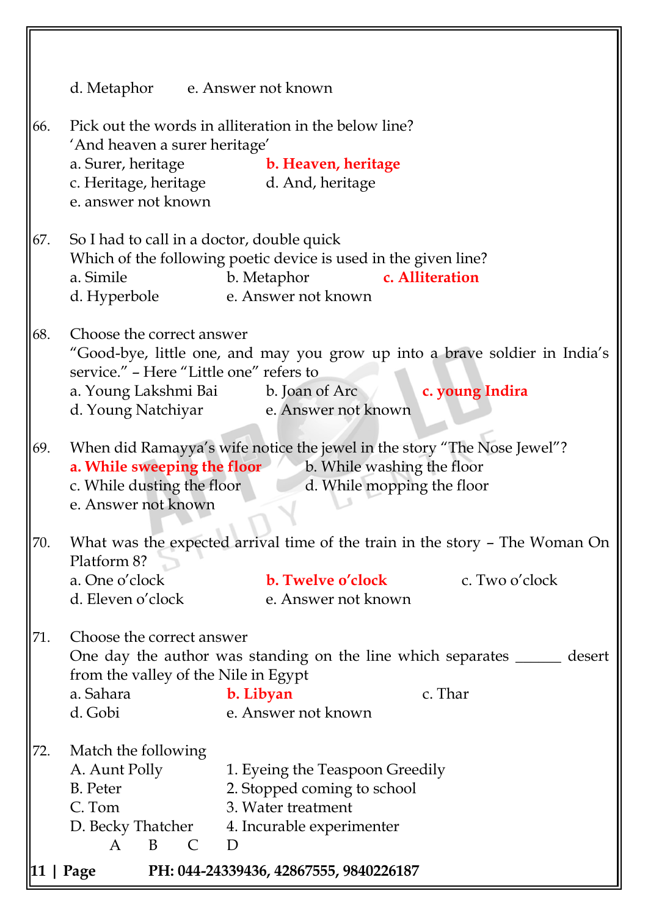d. Metaphor e. Answer not known

66. Pick out the words in alliteration in the below line?
'And heaven a surer heritage'
a. Surer, heritage **b. Heaven, heritage**
c. Heritage, heritage d. And, heritage
e. answer not known

67. So I had to call in a doctor, double quick
Which of the following poetic device is used in the given line?
a. Simile b. Metaphor **c. Alliteration**
d. Hyperbole e. Answer not known

68. Choose the correct answer
"Good-bye, little one, and may you grow up into a brave soldier in India's service." – Here "Little one" refers to
a. Young Lakshmi Bai b. Joan of Arc **c. young Indira**
d. Young Natchiyar e. Answer not known

69. When did Ramayya's wife notice the jewel in the story "The Nose Jewel"?
**a. While sweeping the floor** b. While washing the floor
c. While dusting the floor d. While mopping the floor
e. Answer not known

70. What was the expected arrival time of the train in the story – The Woman On Platform 8?
a. One o'clock **b. Twelve o'clock** c. Two o'clock
d. Eleven o'clock e. Answer not known

71. Choose the correct answer
One day the author was standing on the line which separates ______ desert from the valley of the Nile in Egypt
a. Sahara **b. Libyan** c. Thar
d. Gobi e. Answer not known

72. Match the following
A. Aunt Polly 1. Eyeing the Teaspoon Greedily
B. Peter 2. Stopped coming to school
C. Tom 3. Water treatment
D. Becky Thatcher 4. Incurable experimenter
A B C D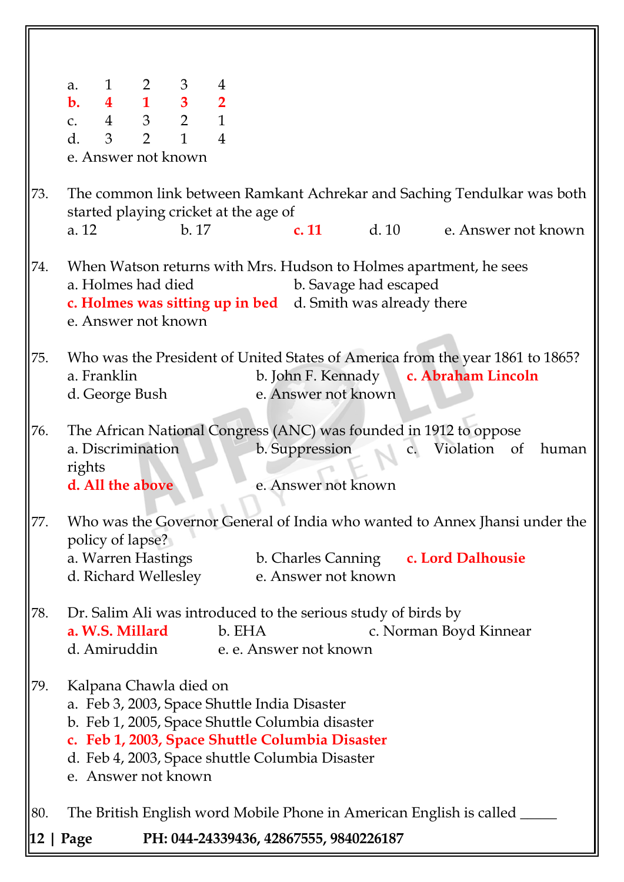a. 1 2 3 4
**b. 4 1 3 2**
c. 4 3 2 1
d. 3 2 1 4
e. Answer not known

73. The common link between Ramkant Achrekar and Saching Tendulkar was both started playing cricket at the age of
a. 12 b. 17 **c. 11** d. 10 e. Answer not known

74. When Watson returns with Mrs. Hudson to Holmes apartment, he sees
a. Holmes had died
b. Savage had escaped
**c. Holmes was sitting up in bed**
d. Smith was already there
e. Answer not known

75. Who was the President of United States of America from the year 1861 to 1865?
a. Franklin
b. John F. Kennady
**c. Abraham Lincoln**
d. George Bush
e. Answer not known

76. The African National Congress (ANC) was founded in 1912 to oppose
a. Discrimination
b. Suppression
c. Violation of human rights
**d. All the above**
e. Answer not known

77. Who was the Governor General of India who wanted to Annex Jhansi under the policy of lapse?
a. Warren Hastings
b. Charles Canning
**c. Lord Dalhousie**
d. Richard Wellesley
e. Answer not known

78. Dr. Salim Ali was introduced to the serious study of birds by
**a. W.S. Millard**
b. EHA
c. Norman Boyd Kinnear
d. Amiruddin
e. e. Answer not known

79. Kalpana Chawla died on
a. Feb 3, 2003, Space Shuttle India Disaster
b. Feb 1, 2005, Space Shuttle Columbia disaster
**c. Feb 1, 2003, Space Shuttle Columbia Disaster**
d. Feb 4, 2003, Space shuttle Columbia Disaster
e. Answer not known

80. The British English word Mobile Phone in American English is called _____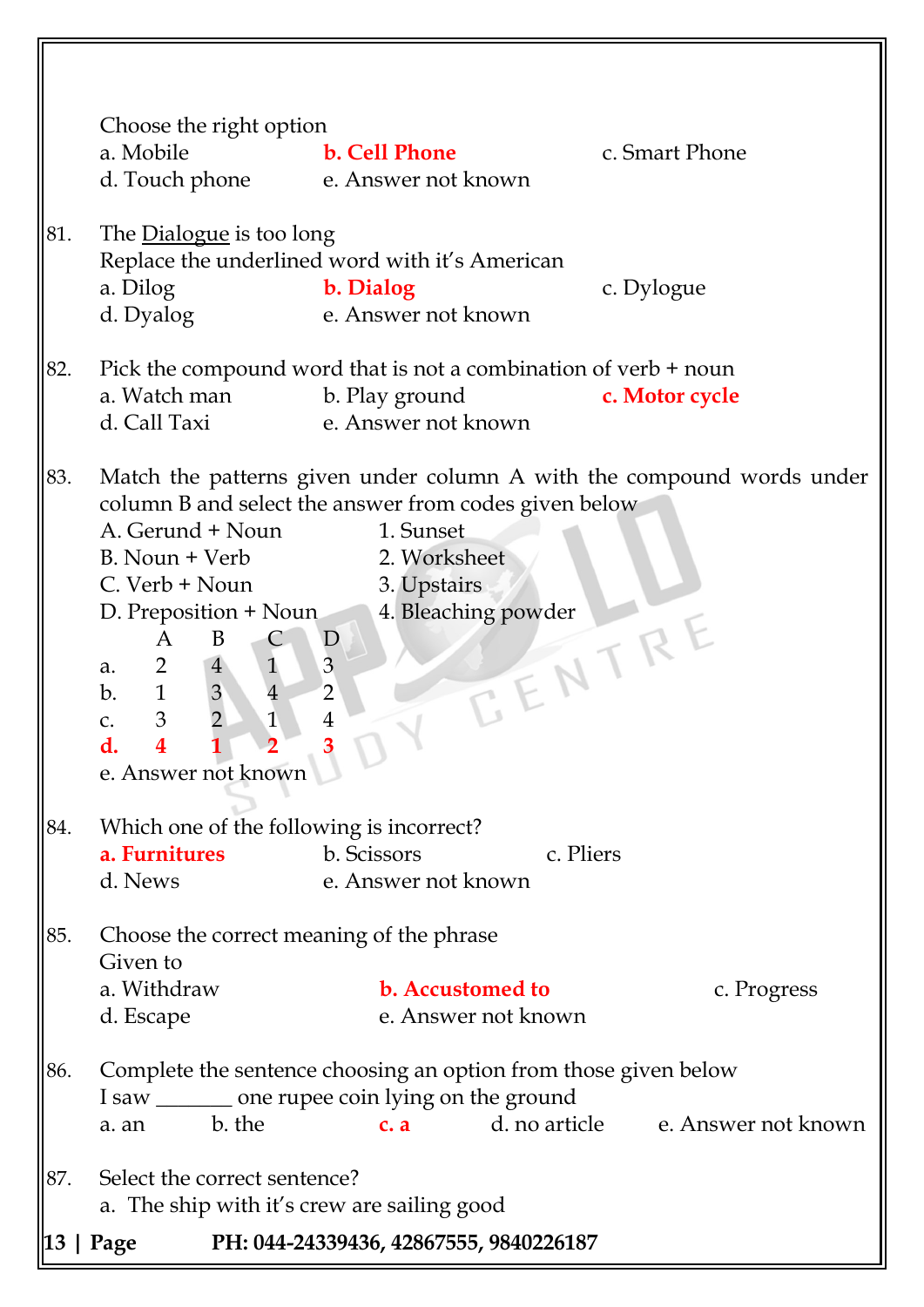Choose the right option

a. Mobile **b. Cell Phone** c. Smart Phone
d. Touch phone e. Answer not known

81. The Dialogue is too long
Replace the underlined word with it's American
a. Dilog **b. Dialog** c. Dylogue
d. Dyalog e. Answer not known

82. Pick the compound word that is not a combination of verb + noun
a. Watch man b. Play ground **c. Motor cycle**
d. Call Taxi e. Answer not known

83. Match the patterns given under column A with the compound words under column B and select the answer from codes given below

| | |
|---|---|
| A. Gerund + Noun | 1. Sunset |
| B. Noun + Verb | 2. Worksheet |
| C. Verb + Noun | 3. Upstairs |
| D. Preposition + Noun | 4. Bleaching powder |

| | A | B | C | D |
|---|---|---|---|---|
| a. | 2 | 4 | 1 | 3 |
| b. | 1 | 3 | 4 | 2 |
| c. | 3 | 2 | 1 | 4 |
| **d.** | **4** | **1** | **2** | **3** |

e. Answer not known

84. Which one of the following is incorrect?
**a. Furnitures** b. Scissors c. Pliers
d. News e. Answer not known

85. Choose the correct meaning of the phrase
Given to
a. Withdraw **b. Accustomed to** c. Progress
d. Escape e. Answer not known

86. Complete the sentence choosing an option from those given below
I saw _______ one rupee coin lying on the ground
a. an b. the **c. a** d. no article e. Answer not known

87. Select the correct sentence?
a. The ship with it's crew are sailing good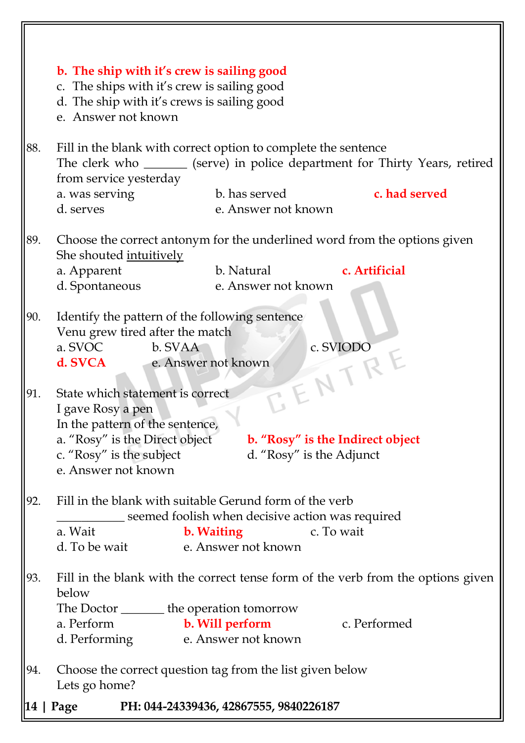**b. The ship with it's crew is sailing good**

c. The ships with it's crew is sailing good

d. The ship with it's crews is sailing good

e. Answer not known

88. Fill in the blank with correct option to complete the sentence

The clerk who _______ (serve) in police department for Thirty Years, retired from service yesterday

a. was serving  b. has served  **c. had served**

d. serves  e. Answer not known

89. Choose the correct antonym for the underlined word from the options given

She shouted <u>intuitively</u>

a. Apparent  b. Natural  **c. Artificial**

d. Spontaneous  e. Answer not known

90. Identify the pattern of the following sentence

Venu grew tired after the match

a. SVOC  b. SVAA  c. SVIODO

**d. SVCA**  e. Answer not known

91. State which statement is correct

I gave Rosy a pen

In the pattern of the sentence,

a. "Rosy" is the Direct object  **b. "Rosy" is the Indirect object**

c. "Rosy" is the subject  d. "Rosy" is the Adjunct

e. Answer not known

92. Fill in the blank with suitable Gerund form of the verb

___________ seemed foolish when decisive action was required

a. Wait  **b. Waiting**  c. To wait

d. To be wait  e. Answer not known

93. Fill in the blank with the correct tense form of the verb from the options given below

The Doctor _______ the operation tomorrow

a. Perform  **b. Will perform**  c. Performed

d. Performing  e. Answer not known

94. Choose the correct question tag from the list given below

Lets go home?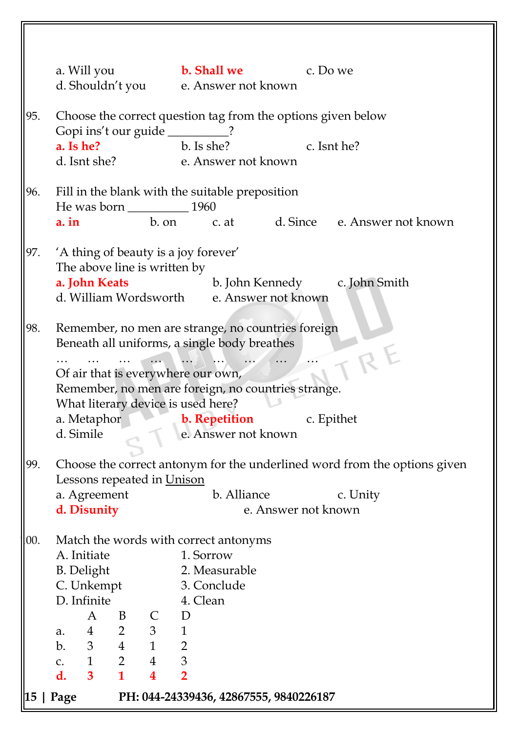a. Will you &nbsp;&nbsp;&nbsp; **b. Shall we** &nbsp;&nbsp;&nbsp; c. Do we
d. Shouldn't you &nbsp;&nbsp;&nbsp; e. Answer not known

95. Choose the correct question tag from the options given below
Gopi ins't our guide __________?
**a. Is he?** &nbsp;&nbsp;&nbsp; b. Is she? &nbsp;&nbsp;&nbsp; c. Isnt he?
d. Isnt she? &nbsp;&nbsp;&nbsp; e. Answer not known

96. Fill in the blank with the suitable preposition
He was born __________ 1960
**a. in** &nbsp;&nbsp;&nbsp; b. on &nbsp;&nbsp;&nbsp; c. at &nbsp;&nbsp;&nbsp; d. Since &nbsp;&nbsp;&nbsp; e. Answer not known

97. 'A thing of beauty is a joy forever'
The above line is written by
**a. John Keats** &nbsp;&nbsp;&nbsp; b. John Kennedy &nbsp;&nbsp;&nbsp; c. John Smith
d. William Wordsworth &nbsp;&nbsp;&nbsp; e. Answer not known

98. Remember, no men are strange, no countries foreign
Beneath all uniforms, a single body breathes
… … … … … … … … …
Of air that is everywhere our own,
Remember, no men are foreign, no countries strange.
What literary device is used here?
a. Metaphor &nbsp;&nbsp;&nbsp; **b. Repetition** &nbsp;&nbsp;&nbsp; c. Epithet
d. Simile &nbsp;&nbsp;&nbsp; e. Answer not known

99. Choose the correct antonym for the underlined word from the options given
Lessons repeated in <u>Unison</u>
a. Agreement &nbsp;&nbsp;&nbsp; b. Alliance &nbsp;&nbsp;&nbsp; c. Unity
**d. Disunity** &nbsp;&nbsp;&nbsp; e. Answer not known

100. Match the words with correct antonyms

A. Initiate &nbsp;&nbsp;&nbsp; 1. Sorrow
B. Delight &nbsp;&nbsp;&nbsp; 2. Measurable
C. Unkempt &nbsp;&nbsp;&nbsp; 3. Conclude
D. Infinite &nbsp;&nbsp;&nbsp; 4. Clean

| | A | B | C | D |
|---|---|---|---|---|
| a. | 4 | 2 | 3 | 1 |
| b. | 3 | 4 | 1 | 2 |
| c. | 1 | 2 | 4 | 3 |
| **d.** | **3** | **1** | **4** | **2** |

PH: 044-24339436, 42867555, 9840226187